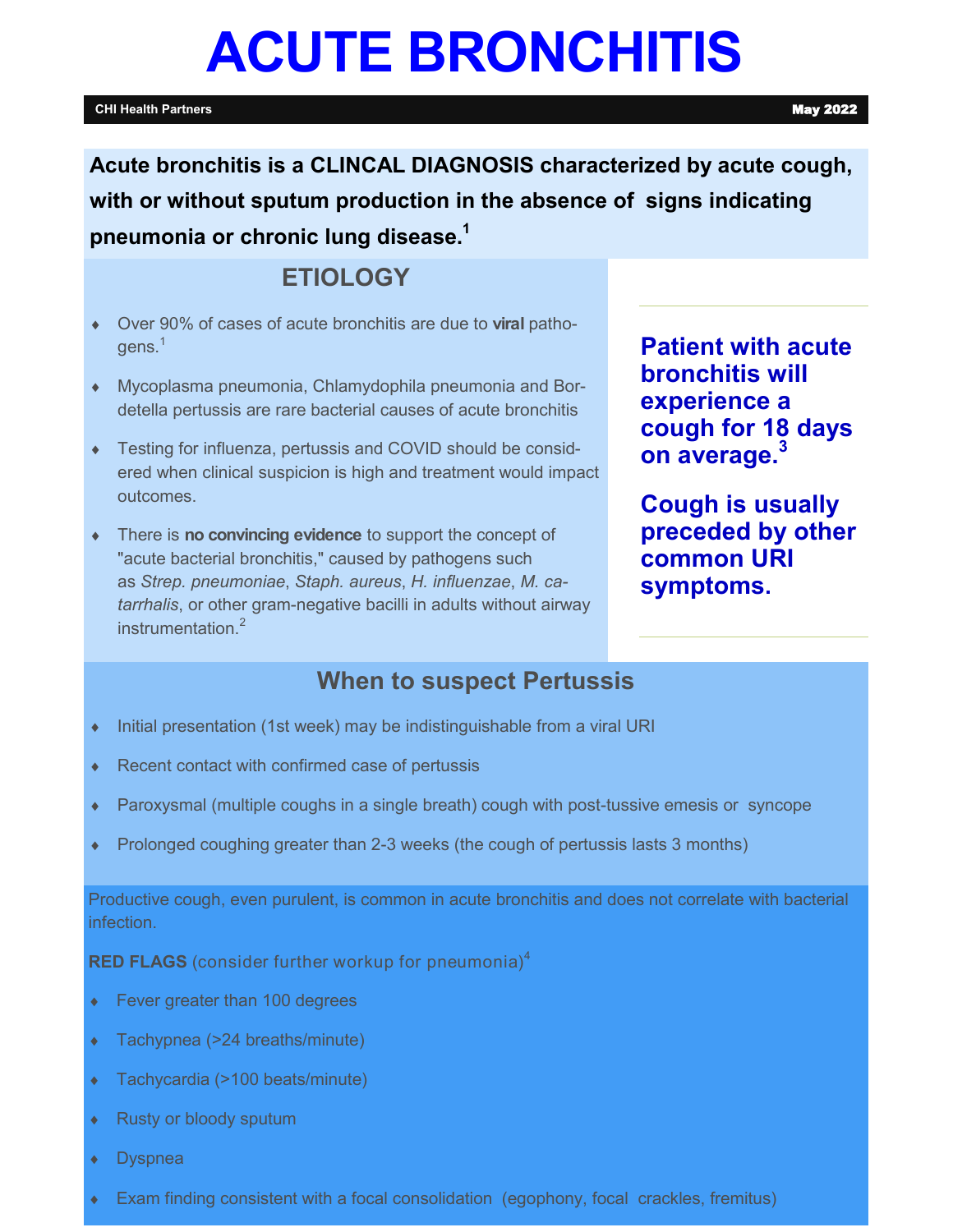# ACUTE BRONCHITIS

**CHI Health Partners** **May 2022**

**Acute bronchitis is a CLINCAL DIAGNOSIS characterized by acute cough, with or without sputum production in the absence of signs indicating pneumonia or chronic lung disease.[1]**

## ETIOLOGY

- Over 90% of cases of acute bronchitis are due to **viral** pathogens.[1]
- Mycoplasma pneumonia, Chlamydophila pneumonia and Bordetella pertussis are rare bacterial causes of acute bronchitis
- Testing for influenza, pertussis and COVID should be considered when clinical suspicion is high and treatment would impact outcomes.
- There is **no convincing evidence** to support the concept of "acute bacterial bronchitis," caused by pathogens such as *Strep. pneumoniae*, *Staph. aureus*, *H. influenzae*, *M. catarrhalis*, or other gram-negative bacilli in adults without airway instrumentation.[2]

**Patient with acute bronchitis will experience a cough for 18 days on average.[3]**

**Cough is usually preceded by other common URI symptoms.**

## When to suspect Pertussis

- Initial presentation (1st week) may be indistinguishable from a viral URI
- Recent contact with confirmed case of pertussis
- Paroxysmal (multiple coughs in a single breath) cough with post-tussive emesis or syncope
- Prolonged coughing greater than 2-3 weeks (the cough of pertussis lasts 3 months)

Productive cough, even purulent, is common in acute bronchitis and does not correlate with bacterial infection.

**RED FLAGS** (consider further workup for pneumonia)[4]

- Fever greater than 100 degrees
- Tachypnea (>24 breaths/minute)
- Tachycardia (>100 beats/minute)
- Rusty or bloody sputum
- Dyspnea
- Exam finding consistent with a focal consolidation (egophony, focal crackles, fremitus)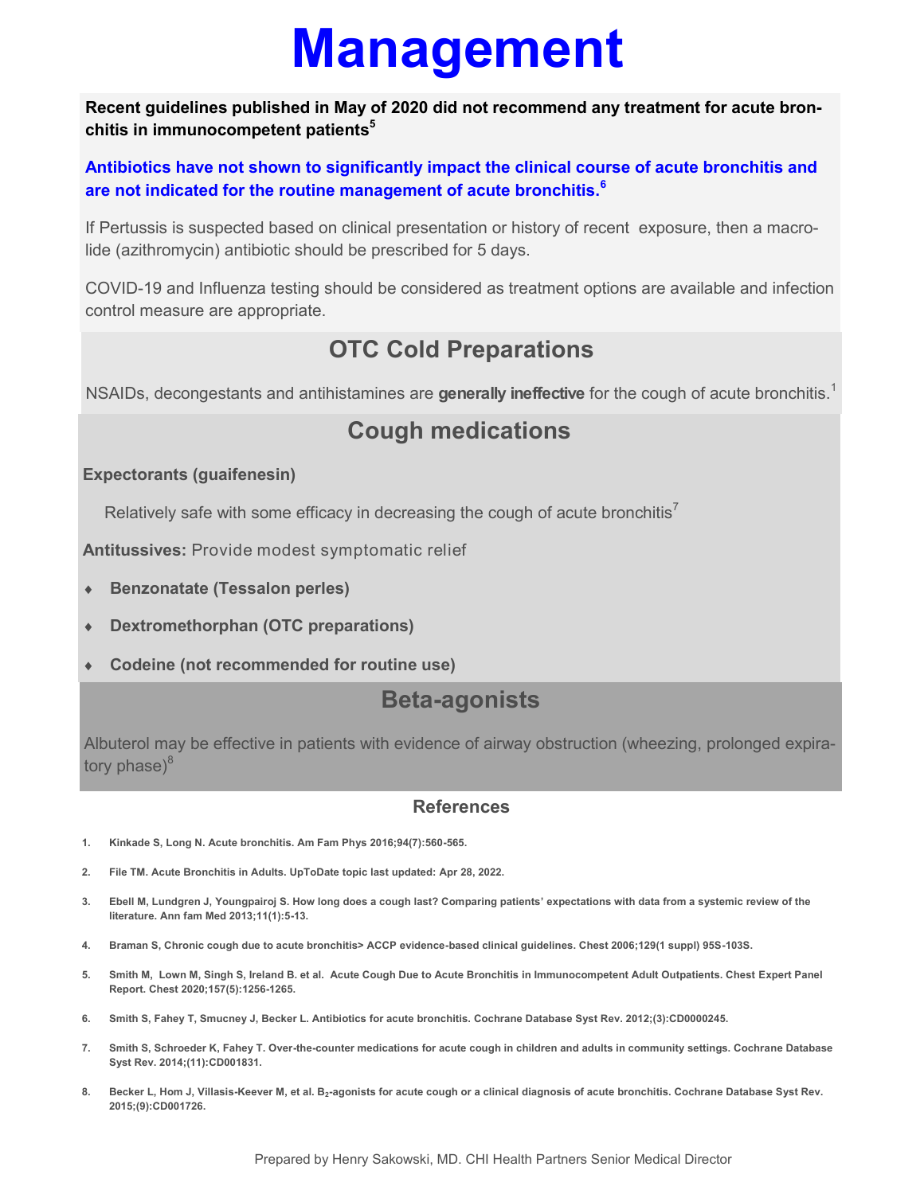# Management

**Recent guidelines published in May of 2020 did not recommend any treatment for acute bronchitis in immunocompetent patients[5]**

**Antibiotics have not shown to significantly impact the clinical course of acute bronchitis and are not indicated for the routine management of acute bronchitis.[6]**

If Pertussis is suspected based on clinical presentation or history of recent exposure, then a macrolide (azithromycin) antibiotic should be prescribed for 5 days.

COVID-19 and Influenza testing should be considered as treatment options are available and infection control measure are appropriate.

## OTC Cold Preparations

NSAIDs, decongestants and antihistamines are **generally ineffective** for the cough of acute bronchitis.[1]

## Cough medications

**Expectorants (guaifenesin)**

Relatively safe with some efficacy in decreasing the cough of acute bronchitis[7]

**Antitussives:** Provide modest symptomatic relief

- **Benzonatate (Tessalon perles)**
- **Dextromethorphan (OTC preparations)**
- **Codeine (not recommended for routine use)**

## Beta-agonists

Albuterol may be effective in patients with evidence of airway obstruction (wheezing, prolonged expiratory phase)[8]

### References

1. Kinkade S, Long N. Acute bronchitis. Am Fam Phys 2016;94(7):560-565.
2. File TM. Acute Bronchitis in Adults. UpToDate topic last updated: Apr 28, 2022.
3. Ebell M, Lundgren J, Youngpairoj S. How long does a cough last? Comparing patients' expectations with data from a systemic review of the literature. Ann fam Med 2013;11(1):5-13.
4. Braman S, Chronic cough due to acute bronchitis> ACCP evidence-based clinical guidelines. Chest 2006;129(1 suppl) 95S-103S.
5. Smith M, Lown M, Singh S, Ireland B. et al. Acute Cough Due to Acute Bronchitis in Immunocompetent Adult Outpatients. Chest Expert Panel Report. Chest 2020;157(5):1256-1265.
6. Smith S, Fahey T, Smucney J, Becker L. Antibiotics for acute bronchitis. Cochrane Database Syst Rev. 2012;(3):CD0000245.
7. Smith S, Schroeder K, Fahey T. Over-the-counter medications for acute cough in children and adults in community settings. Cochrane Database Syst Rev. 2014;(11):CD001831.
8. Becker L, Hom J, Villasis-Keever M, et al. $B_2$-agonists for acute cough or a clinical diagnosis of acute bronchitis. Cochrane Database Syst Rev. 2015;(9):CD001726.

Prepared by Henry Sakowski, MD. CHI Health Partners Senior Medical Director